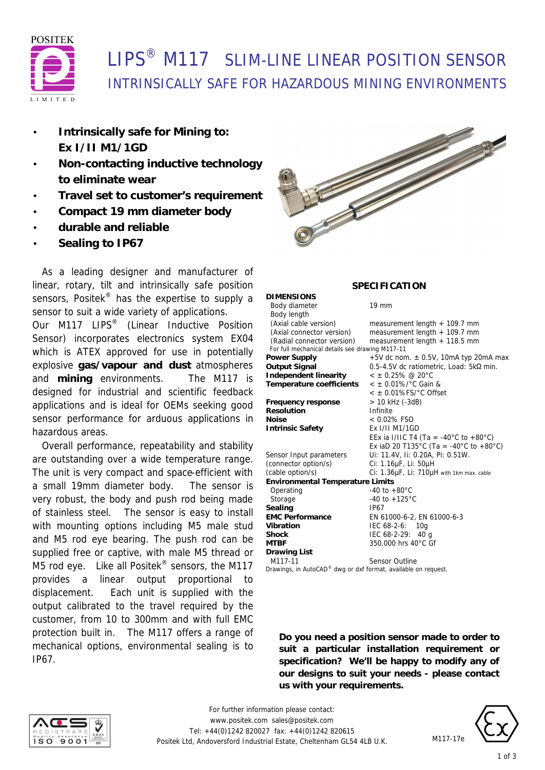# LIPS® M117 SLIM-LINE LINEAR POSITION SENSOR

## INTRINSICALLY SAFE FOR HAZARDOUS MINING ENVIRONMENTS

- **Intrinsically safe for Mining to: Ex I/II M1/1GD**
- **Non-contacting inductive technology to eliminate wear**
- **Travel set to customer's requirement**
- **Compact 19 mm diameter body**
- **durable and reliable**
- **Sealing to IP67**

As a leading designer and manufacturer of linear, rotary, tilt and intrinsically safe position sensors, Positek® has the expertise to supply a sensor to suit a wide variety of applications. Our M117 LIPS® (Linear Inductive Position Sensor) incorporates electronics system EX04 which is ATEX approved for use in potentially explosive **gas/vapour and dust** atmospheres and **mining** environments. The M117 is designed for industrial and scientific feedback applications and is ideal for OEMs seeking good sensor performance for arduous applications in hazardous areas.

Overall performance, repeatability and stability are outstanding over a wide temperature range. The unit is very compact and space-efficient with a small 19mm diameter body. The sensor is very robust, the body and push rod being made of stainless steel. The sensor is easy to install with mounting options including M5 male stud and M5 rod eye bearing. The push rod can be supplied free or captive, with male M5 thread or M5 rod eye. Like all Positek® sensors, the M117 provides a linear output proportional to displacement. Each unit is supplied with the output calibrated to the travel required by the customer, from 10 to 300mm and with full EMC protection built in. The M117 offers a range of mechanical options, environmental sealing is to IP67.

## SPECIFICATION

| | |
|---|---|
| **DIMENSIONS** | |
| Body diameter | 19 mm |
| Body length | |
| (Axial cable version) | measurement length + 109.7 mm |
| (Axial connector version) | measurement length + 109.7 mm |
| (Radial connector version) | measurement length + 118.5 mm |
| For full mechanical details see drawing M117-11 | |
| **Power Supply** | +5V dc nom. ± 0.5V, 10mA typ 20mA max |
| **Output Signal** | 0.5-4.5V dc ratiometric, Load: 5kΩ min. |
| **Independent linearity** | < ± 0.25% @ 20°C |
| **Temperature coefficients** | < ± 0.01%/°C Gain & < ± 0.01%FS/°C Offset |
| **Frequency response** | > 10 kHz (-3dB) |
| **Resolution** | Infinite |
| **Noise** | < 0.02% FSO |
| **Intrinsic Safety** | Ex I/II M1/1GD<br>EEx ia I/IIC T4 (Ta = -40°C to +80°C)<br>Ex iaD 20 T135°C (Ta = -40°C to +80°C) |
| Sensor Input parameters | Ui: 11.4V, Ii: 0.20A, Pi: 0.51W. |
| (connector option/s) | Ci: 1.16µF, Li: 50µH |
| (cable option/s) | Ci: 1.36µF, Li: 710µH with 1km max. cable |
| **Environmental Temperature Limits** | |
| Operating | -40 to +80°C |
| Storage | -40 to +125°C |
| **Sealing** | IP67 |
| **EMC Performance** | EN 61000-6-2, EN 61000-6-3 |
| **Vibration** | IEC 68-2-6: 10g |
| **Shock** | IEC 68-2-29: 40 g |
| **MTBF** | 350,000 hrs 40°C Gf |
| **Drawing List** | |
| M117-11 | Sensor Outline |

Drawings, in AutoCAD® dwg or dxf format, available on request.

**Do you need a position sensor made to order to suit a particular installation requirement or specification? We'll be happy to modify any of our designs to suit your needs - please contact us with your requirements.**

For further information please contact:
www.positek.com sales@positek.com
Tel: +44(0)1242 820027 fax: +44(0)1242 820615
Positek Ltd, Andoversford Industrial Estate, Cheltenham GL54 4LB U.K.

M117-17e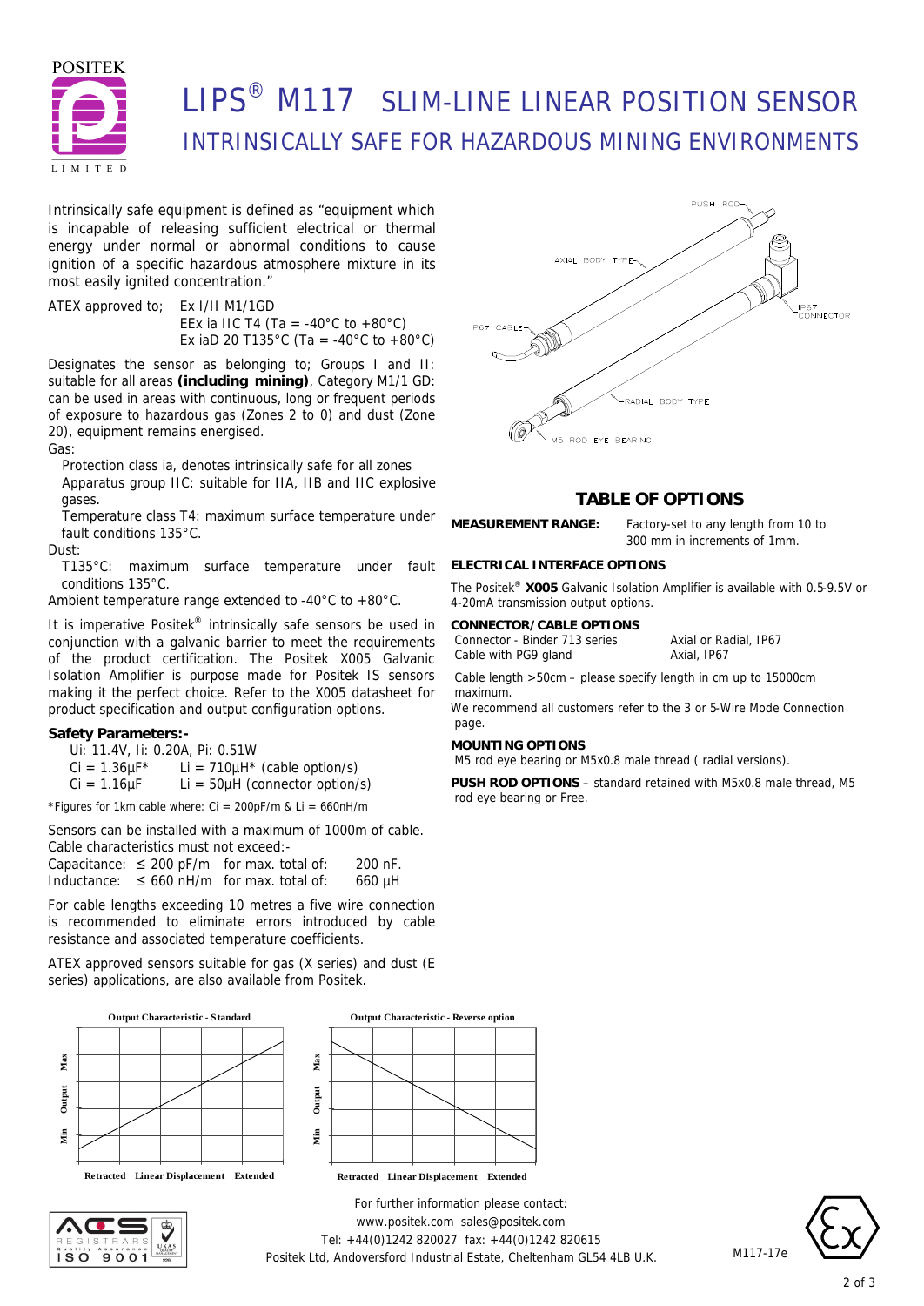# LIPS® M117 SLIM-LINE LINEAR POSITION SENSOR

## INTRINSICALLY SAFE FOR HAZARDOUS MINING ENVIRONMENTS

Intrinsically safe equipment is defined as "equipment which is incapable of releasing sufficient electrical or thermal energy under normal or abnormal conditions to cause ignition of a specific hazardous atmosphere mixture in its most easily ignited concentration."

ATEX approved to; Ex I/II M1/1GD
EEx ia IIC T4 (Ta = -40°C to +80°C)
Ex iaD 20 T135°C (Ta = -40°C to +80°C)

Designates the sensor as belonging to; Groups I and II: suitable for all areas **(including mining)**, Category M1/1 GD: can be used in areas with continuous, long or frequent periods of exposure to hazardous gas (Zones 2 to 0) and dust (Zone 20), equipment remains energised.

Gas:

- Protection class ia, denotes intrinsically safe for all zones
- Apparatus group IIC: suitable for IIA, IIB and IIC explosive gases.
- Temperature class T4: maximum surface temperature under fault conditions 135°C.

Dust:

- T135°C: maximum surface temperature under fault conditions 135°C.

Ambient temperature range extended to -40°C to +80°C.

It is imperative Positek® intrinsically safe sensors be used in conjunction with a galvanic barrier to meet the requirements of the product certification. The Positek X005 Galvanic Isolation Amplifier is purpose made for Positek IS sensors making it the perfect choice. Refer to the X005 datasheet for product specification and output configuration options.

**Safety Parameters:-**

Ui: 11.4V, Ii: 0.20A, Pi: 0.51W
Ci = 1.36µF* Li = 710µH* (cable option/s)
Ci = 1.16µF Li = 50µH (connector option/s)

*Figures for 1km cable where: Ci = 200pF/m & Li = 660nH/m

Sensors can be installed with a maximum of 1000m of cable. Cable characteristics must not exceed:-

| | | | |
|---|---|---|---|
| Capacitance: | ≤ 200 pF/m | for max. total of: | 200 nF. |
| Inductance: | ≤ 660 nH/m | for max. total of: | 660 µH |

For cable lengths exceeding 10 metres a five wire connection is recommended to eliminate errors introduced by cable resistance and associated temperature coefficients.

ATEX approved sensors suitable for gas (X series) and dust (E series) applications, are also available from Positek.

PUSH-ROD, AXIAL BODY TYPE, IP67 CABLE, IP67 CONNECTOR, RADIAL BODY TYPE, M5 ROD EYE BEARING

## TABLE OF OPTIONS

**MEASUREMENT RANGE:** Factory-set to any length from 10 to 300 mm in increments of 1mm.

**ELECTRICAL INTERFACE OPTIONS**

The Positek® **X005** Galvanic Isolation Amplifier is available with 0.5-9.5V or 4-20mA transmission output options.

**CONNECTOR/CABLE OPTIONS**

| | |
|---|---|
| Connector - Binder 713 series | Axial or Radial, IP67 |
| Cable with PG9 gland | Axial, IP67 |

Cable length >50cm – please specify length in cm up to 15000cm maximum.

We recommend all customers refer to the 3 or 5-Wire Mode Connection page.

**MOUNTING OPTIONS**

M5 rod eye bearing or M5x0.8 male thread ( radial versions).

**PUSH ROD OPTIONS** – standard retained with M5x0.8 male thread, M5 rod eye bearing or Free.

**Output Characteristic - Standard**

Output: Min – Max; Retracted – Linear Displacement – Extended

**Output Characteristic - Reverse option**

Output: Min – Max; Retracted – Linear Displacement – Extended

For further information please contact:
www.positek.com sales@positek.com
Tel: +44(0)1242 820027 fax: +44(0)1242 820615
Positek Ltd, Andoversford Industrial Estate, Cheltenham GL54 4LB U.K.

M117-17e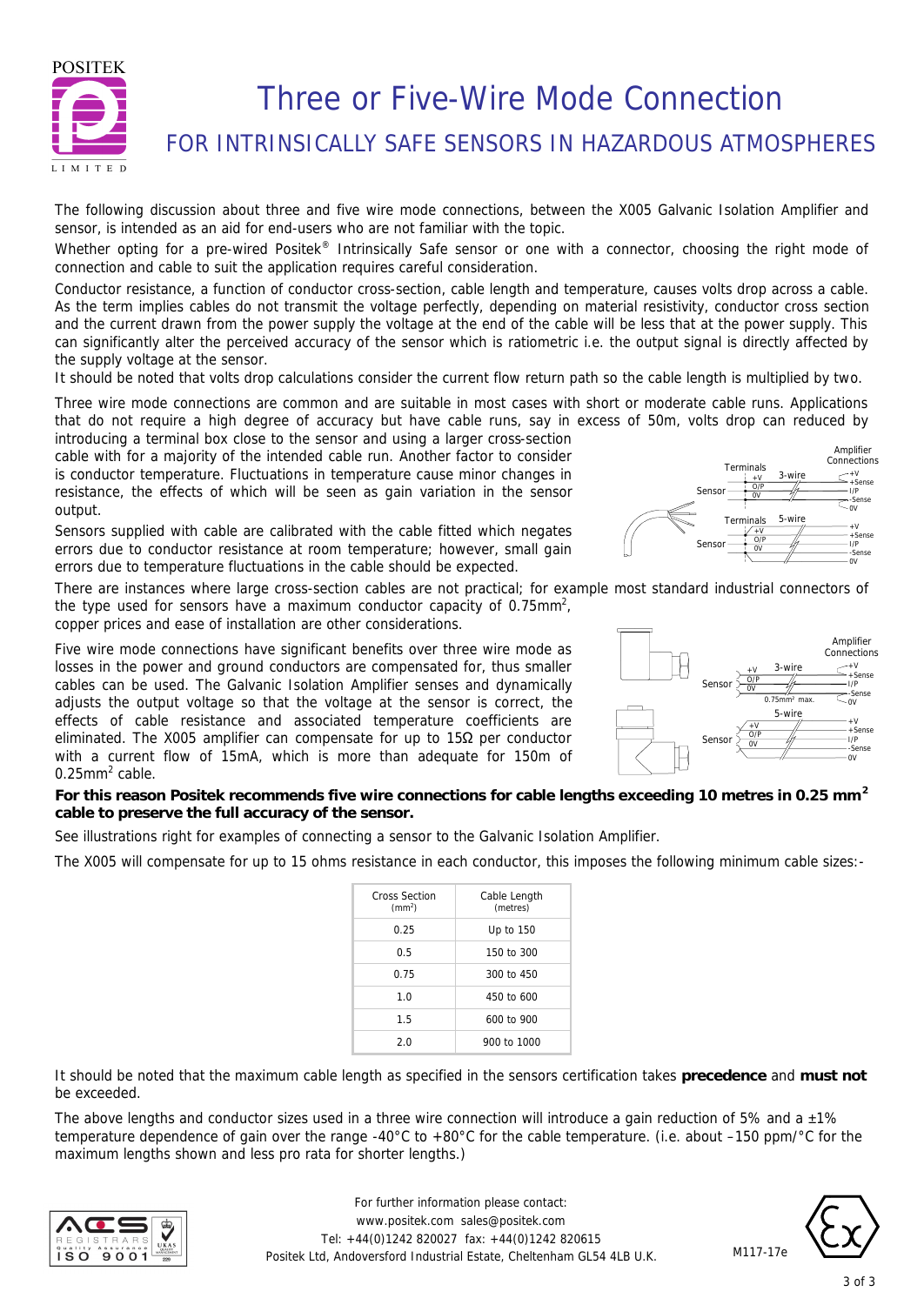# Three or Five-Wire Mode Connection

## FOR INTRINSICALLY SAFE SENSORS IN HAZARDOUS ATMOSPHERES

The following discussion about three and five wire mode connections, between the X005 Galvanic Isolation Amplifier and sensor, is intended as an aid for end-users who are not familiar with the topic.

Whether opting for a pre-wired Positek® Intrinsically Safe sensor or one with a connector, choosing the right mode of connection and cable to suit the application requires careful consideration.

Conductor resistance, a function of conductor cross-section, cable length and temperature, causes volts drop across a cable. As the term implies cables do not transmit the voltage perfectly, depending on material resistivity, conductor cross section and the current drawn from the power supply the voltage at the end of the cable will be less that at the power supply. This can significantly alter the perceived accuracy of the sensor which is ratiometric i.e. the output signal is directly affected by the supply voltage at the sensor.

It should be noted that volts drop calculations consider the current flow return path so the cable length is multiplied by two.

Three wire mode connections are common and are suitable in most cases with short or moderate cable runs. Applications that do not require a high degree of accuracy but have cable runs, say in excess of 50m, volts drop can reduced by introducing a terminal box close to the sensor and using a larger cross-section cable with for a majority of the intended cable run. Another factor to consider is conductor temperature. Fluctuations in temperature cause minor changes in resistance, the effects of which will be seen as gain variation in the sensor output.

Sensors supplied with cable are calibrated with the cable fitted which negates errors due to conductor resistance at room temperature; however, small gain errors due to temperature fluctuations in the cable should be expected.

Amplifier Connections
Terminals
3-wire
Sensor
+V
O/P
0V
+V
+Sense
I/P
-Sense
0V
Terminals
5-wire
Sensor
+V
O/P
0V
+V
+Sense
I/P
-Sense
0V

There are instances where large cross-section cables are not practical; for example most standard industrial connectors of the type used for sensors have a maximum conductor capacity of 0.75mm², copper prices and ease of installation are other considerations.

Five wire mode connections have significant benefits over three wire mode as losses in the power and ground conductors are compensated for, thus smaller cables can be used. The Galvanic Isolation Amplifier senses and dynamically adjusts the output voltage so that the voltage at the sensor is correct, the effects of cable resistance and associated temperature coefficients are eliminated. The X005 amplifier can compensate for up to 15Ω per conductor with a current flow of 15mA, which is more than adequate for 150m of 0.25mm² cable.

Amplifier Connections
3-wire
Sensor
+V
O/P
0V
0.75mm² max.
+V
+Sense
I/P
-Sense
0V
5-wire
Sensor
+V
O/P
0V
+V
+Sense
I/P
-Sense
0V

**For this reason Positek recommends five wire connections for cable lengths exceeding 10 metres in 0.25 mm² cable to preserve the full accuracy of the sensor.**

See illustrations right for examples of connecting a sensor to the Galvanic Isolation Amplifier.

The X005 will compensate for up to 15 ohms resistance in each conductor, this imposes the following minimum cable sizes:-

| Cross Section (mm²) | Cable Length (metres) |
|---|---|
| 0.25 | Up to 150 |
| 0.5 | 150 to 300 |
| 0.75 | 300 to 450 |
| 1.0 | 450 to 600 |
| 1.5 | 600 to 900 |
| 2.0 | 900 to 1000 |

It should be noted that the maximum cable length as specified in the sensors certification takes **precedence** and **must not** be exceeded.

The above lengths and conductor sizes used in a three wire connection will introduce a gain reduction of 5% and a ±1% temperature dependence of gain over the range -40°C to +80°C for the cable temperature. (i.e. about –150 ppm/°C for the maximum lengths shown and less pro rata for shorter lengths.)

For further information please contact:
www.positek.com sales@positek.com
Tel: +44(0)1242 820027 fax: +44(0)1242 820615
Positek Ltd, Andoversford Industrial Estate, Cheltenham GL54 4LB U.K.

M117-17e